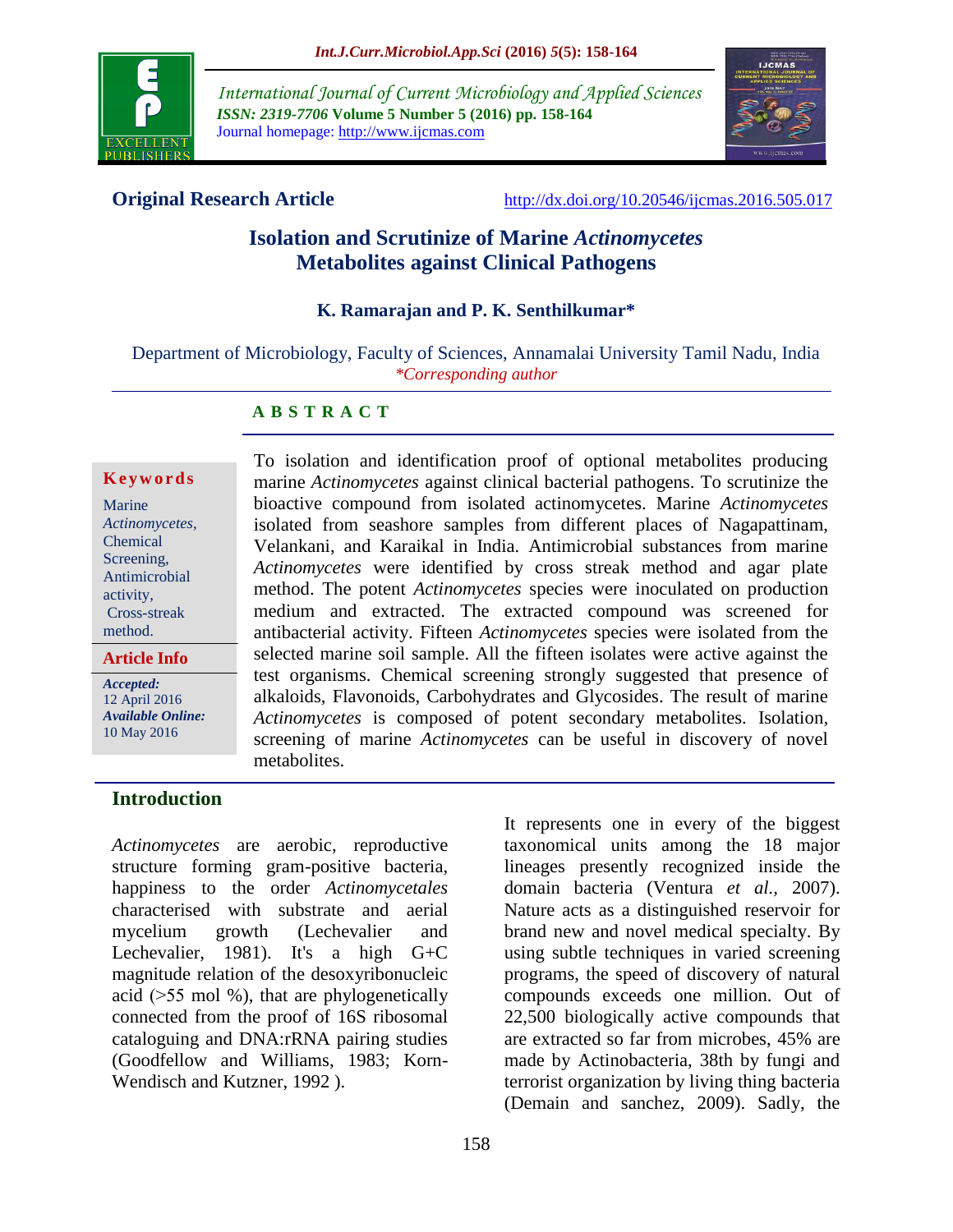International Journal of Current Microbiology and Applied Sciences
*ISSN: 2319-7706* **Volume 5 Number 5 (2016) pp. 158-164**
Journal homepage: http://www.ijcmas.com

**Original Research Article** http://dx.doi.org/10.20546/ijcmas.2016.505.017

# Isolation and Scrutinize of Marine *Actinomycetes* Metabolites against Clinical Pathogens

**K. Ramarajan and P. K. Senthilkumar***

Department of Microbiology, Faculty of Sciences, Annamalai University Tamil Nadu, India
*\*Corresponding author*

## ABSTRACT

**Keywords**

Marine *Actinomycetes*, Chemical Screening, Antimicrobial activity, Cross-streak method.

**Article Info**

***Accepted:*** 12 April 2016
***Available Online:*** 10 May 2016

To isolation and identification proof of optional metabolites producing marine *Actinomycetes* against clinical bacterial pathogens. To scrutinize the bioactive compound from isolated actinomycetes. Marine *Actinomycetes* isolated from seashore samples from different places of Nagapattinam, Velankani, and Karaikal in India. Antimicrobial substances from marine *Actinomycetes* were identified by cross streak method and agar plate method. The potent *Actinomycetes* species were inoculated on production medium and extracted. The extracted compound was screened for antibacterial activity. Fifteen *Actinomycetes* species were isolated from the selected marine soil sample. All the fifteen isolates were active against the test organisms. Chemical screening strongly suggested that presence of alkaloids, Flavonoids, Carbohydrates and Glycosides. The result of marine *Actinomycetes* is composed of potent secondary metabolites. Isolation, screening of marine *Actinomycetes* can be useful in discovery of novel metabolites.

## Introduction

*Actinomycetes* are aerobic, reproductive structure forming gram-positive bacteria, happiness to the order *Actinomycetales* characterised with substrate and aerial mycelium growth (Lechevalier and Lechevalier, 1981). It's a high G+C magnitude relation of the desoxyribonucleic acid (>55 mol %), that are phylogenetically connected from the proof of 16S ribosomal cataloguing and DNA:rRNA pairing studies (Goodfellow and Williams, 1983; Korn-Wendisch and Kutzner, 1992 ).

It represents one in every of the biggest taxonomical units among the 18 major lineages presently recognized inside the domain bacteria (Ventura *et al.,* 2007). Nature acts as a distinguished reservoir for brand new and novel medical specialty. By using subtle techniques in varied screening programs, the speed of discovery of natural compounds exceeds one million. Out of 22,500 biologically active compounds that are extracted so far from microbes, 45% are made by Actinobacteria, 38th by fungi and terrorist organization by living thing bacteria (Demain and sanchez, 2009). Sadly, the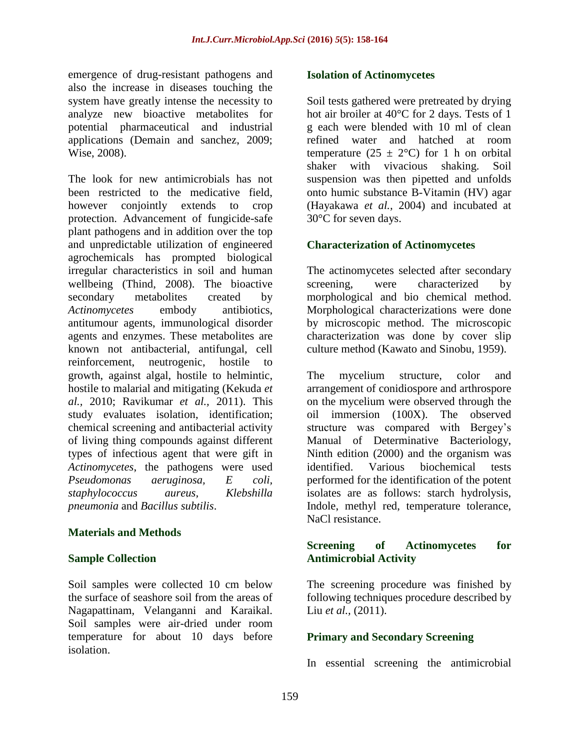emergence of drug-resistant pathogens and also the increase in diseases touching the system have greatly intense the necessity to analyze new bioactive metabolites for potential pharmaceutical and industrial applications (Demain and sanchez, 2009; Wise, 2008).

The look for new antimicrobials has not been restricted to the medicative field, however conjointly extends to crop protection. Advancement of fungicide-safe plant pathogens and in addition over the top and unpredictable utilization of engineered agrochemicals has prompted biological irregular characteristics in soil and human wellbeing (Thind, 2008). The bioactive secondary metabolites created by *Actinomycetes* embody antibiotics, antitumour agents, immunological disorder agents and enzymes. These metabolites are known not antibacterial, antifungal, cell reinforcement, neutrogenic, hostile to growth, against algal, hostile to helmintic, hostile to malarial and mitigating (Kekuda *et al.,* 2010; Ravikumar *et al.,* 2011). This study evaluates isolation, identification; chemical screening and antibacterial activity of living thing compounds against different types of infectious agent that were gift in *Actinomycetes*, the pathogens were used *Pseudomonas aeruginosa, E coli, staphylococcus aureus, Klebshilla pneumonia* and *Bacillus subtilis*.

## Materials and Methods

### Sample Collection

Soil samples were collected 10 cm below the surface of seashore soil from the areas of Nagapattinam, Velanganni and Karaikal. Soil samples were air-dried under room temperature for about 10 days before isolation.

### Isolation of Actinomycetes

Soil tests gathered were pretreated by drying hot air broiler at 40°C for 2 days. Tests of 1 g each were blended with 10 ml of clean refined water and hatched at room temperature (25 ± 2°C) for 1 h on orbital shaker with vivacious shaking. Soil suspension was then pipetted and unfolds onto humic substance B-Vitamin (HV) agar (Hayakawa *et al.,* 2004) and incubated at 30°C for seven days.

### Characterization of Actinomycetes

The actinomycetes selected after secondary screening, were characterized by morphological and bio chemical method. Morphological characterizations were done by microscopic method. The microscopic characterization was done by cover slip culture method (Kawato and Sinobu, 1959).

The mycelium structure, color and arrangement of conidiospore and arthrospore on the mycelium were observed through the oil immersion (100X). The observed structure was compared with Bergey's Manual of Determinative Bacteriology, Ninth edition (2000) and the organism was identified. Various biochemical tests performed for the identification of the potent isolates are as follows: starch hydrolysis, Indole, methyl red, temperature tolerance, NaCl resistance.

### Screening of Actinomycetes for Antimicrobial Activity

The screening procedure was finished by following techniques procedure described by Liu *et al.,* (2011).

### Primary and Secondary Screening

In essential screening the antimicrobial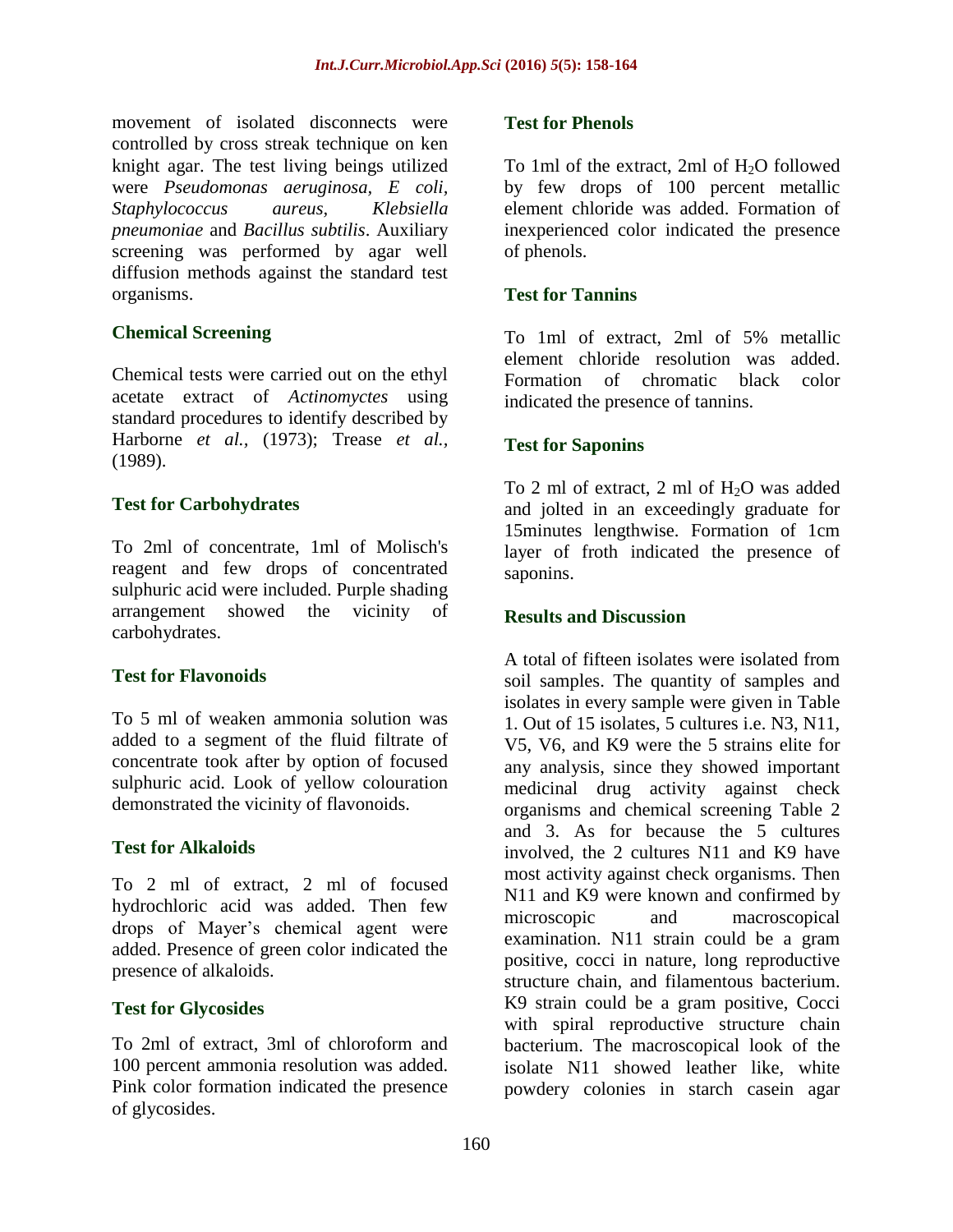movement of isolated disconnects were controlled by cross streak technique on ken knight agar. The test living beings utilized were *Pseudomonas aeruginosa*, *E coli, Staphylococcus aureus*, *Klebsiella pneumoniae* and *Bacillus subtilis*. Auxiliary screening was performed by agar well diffusion methods against the standard test organisms.

### Chemical Screening

Chemical tests were carried out on the ethyl acetate extract of *Actinomyctes* using standard procedures to identify described by Harborne *et al.*, (1973); Trease *et al.*, (1989).

### Test for Carbohydrates

To 2ml of concentrate, 1ml of Molisch's reagent and few drops of concentrated sulphuric acid were included. Purple shading arrangement showed the vicinity of carbohydrates.

### Test for Flavonoids

To 5 ml of weaken ammonia solution was added to a segment of the fluid filtrate of concentrate took after by option of focused sulphuric acid. Look of yellow colouration demonstrated the vicinity of flavonoids.

### Test for Alkaloids

To 2 ml of extract, 2 ml of focused hydrochloric acid was added. Then few drops of Mayer's chemical agent were added. Presence of green color indicated the presence of alkaloids.

### Test for Glycosides

To 2ml of extract, 3ml of chloroform and 100 percent ammonia resolution was added. Pink color formation indicated the presence of glycosides.

### Test for Phenols

To 1ml of the extract, 2ml of $H_2O$ followed by few drops of 100 percent metallic element chloride was added. Formation of inexperienced color indicated the presence of phenols.

### Test for Tannins

To 1ml of extract, 2ml of 5% metallic element chloride resolution was added. Formation of chromatic black color indicated the presence of tannins.

### Test for Saponins

To 2 ml of extract, 2 ml of $H_2O$ was added and jolted in an exceedingly graduate for 15minutes lengthwise. Formation of 1cm layer of froth indicated the presence of saponins.

## Results and Discussion

A total of fifteen isolates were isolated from soil samples. The quantity of samples and isolates in every sample were given in Table 1. Out of 15 isolates, 5 cultures i.e. N3, N11, V5, V6, and K9 were the 5 strains elite for any analysis, since they showed important medicinal drug activity against check organisms and chemical screening Table 2 and 3. As for because the 5 cultures involved, the 2 cultures N11 and K9 have most activity against check organisms. Then N11 and K9 were known and confirmed by microscopic and macroscopical examination. N11 strain could be a gram positive, cocci in nature, long reproductive structure chain, and filamentous bacterium. K9 strain could be a gram positive, Cocci with spiral reproductive structure chain bacterium. The macroscopical look of the isolate N11 showed leather like, white powdery colonies in starch casein agar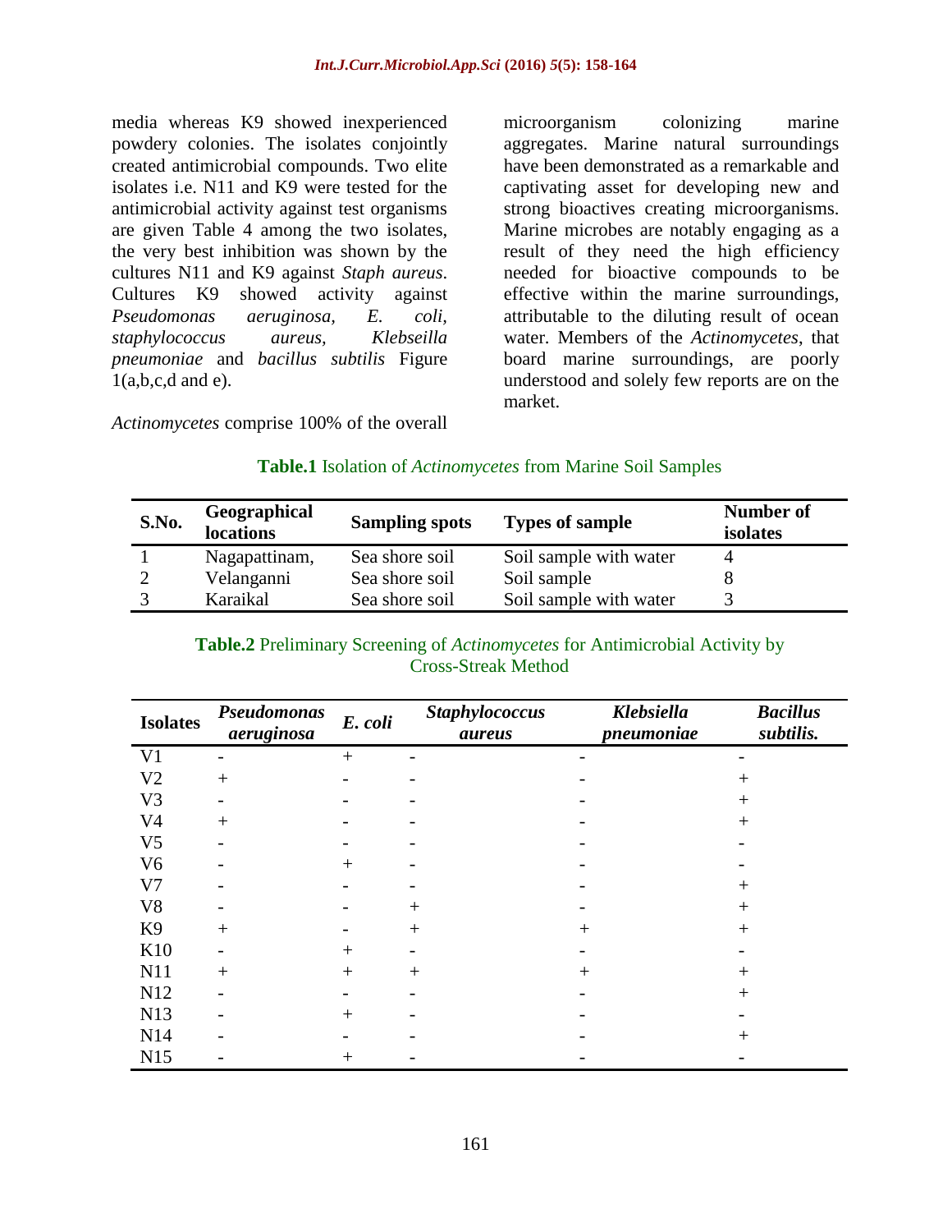media whereas K9 showed inexperienced powdery colonies. The isolates conjointly created antimicrobial compounds. Two elite isolates i.e. N11 and K9 were tested for the antimicrobial activity against test organisms are given Table 4 among the two isolates, the very best inhibition was shown by the cultures N11 and K9 against *Staph aureus*. Cultures K9 showed activity against *Pseudomonas aeruginosa, E. coli, staphylococcus aureus, Klebseilla pneumoniae* and *bacillus subtilis* Figure 1(a,b,c,d and e).

*Actinomycetes* comprise 100% of the overall microorganism colonizing marine aggregates. Marine natural surroundings have been demonstrated as a remarkable and captivating asset for developing new and strong bioactives creating microorganisms. Marine microbes are notably engaging as a result of they need the high efficiency needed for bioactive compounds to be effective within the marine surroundings, attributable to the diluting result of ocean water. Members of the *Actinomycetes*, that board marine surroundings, are poorly understood and solely few reports are on the market.

**Table.1** Isolation of *Actinomycetes* from Marine Soil Samples

| S.No. | Geographical locations | Sampling spots | Types of sample | Number of isolates |
|---|---|---|---|---|
| 1 | Nagapattinam, | Sea shore soil | Soil sample with water | 4 |
| 2 | Velanganni | Sea shore soil | Soil sample | 8 |
| 3 | Karaikal | Sea shore soil | Soil sample with water | 3 |

**Table.2** Preliminary Screening of *Actinomycetes* for Antimicrobial Activity by Cross-Streak Method

| Isolates | *Pseudomonas aeruginosa* | *E. coli* | *Staphylococcus aureus* | *Klebsiella pneumoniae* | *Bacillus subtilis.* |
|---|---|---|---|---|---|
| V1 | - | + | - | - | - |
| V2 | + | - | - | - | + |
| V3 | - | - | - | - | + |
| V4 | + | - | - | - | + |
| V5 | - | - | - | - | - |
| V6 | - | + | - | - | - |
| V7 | - | - | - | - | + |
| V8 | - | - | + | - | + |
| K9 | + | - | + | + | + |
| K10 | - | + | - | - | - |
| N11 | + | + | + | + | + |
| N12 | - | - | - | - | + |
| N13 | - | + | - | - | - |
| N14 | - | - | - | - | + |
| N15 | - | + | - | - | - |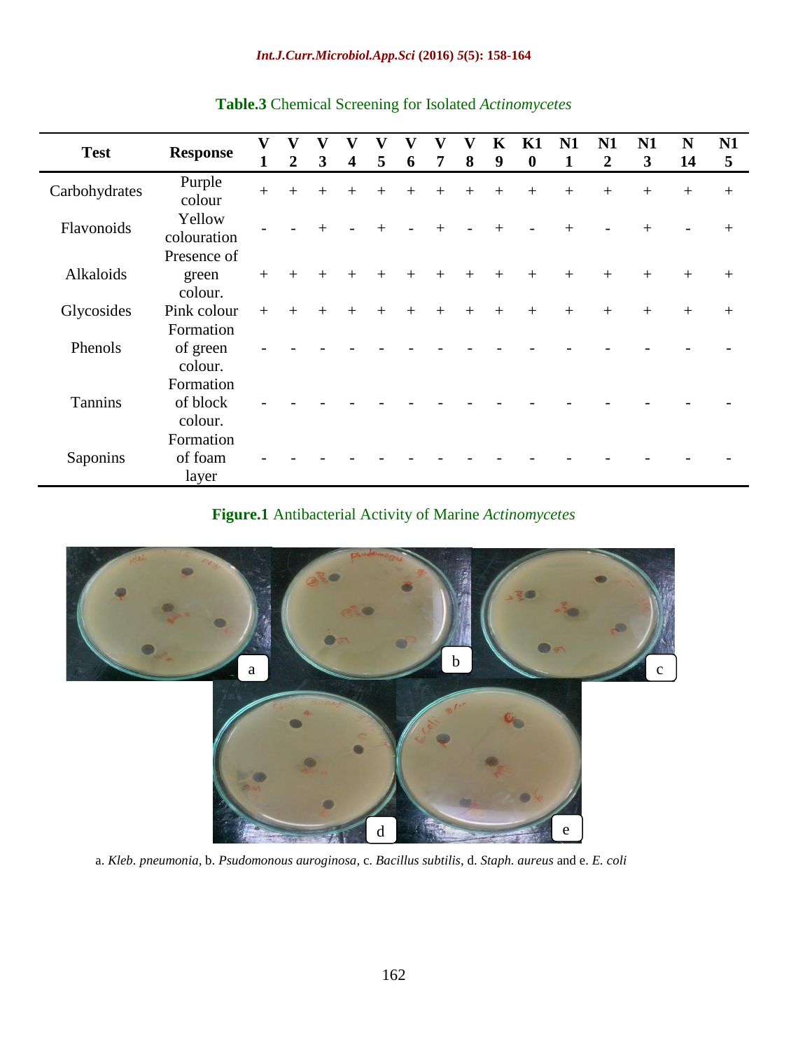**Table.3** Chemical Screening for Isolated *Actinomycetes*

| Test | Response | V1 | V2 | V3 | V4 | V5 | V6 | V7 | V8 | K9 | K10 | N11 | N12 | N13 | N14 | N15 |
|---|---|---|---|---|---|---|---|---|---|---|---|---|---|---|---|---|
| Carbohydrates | Purple colour | + | + | + | + | + | + | + | + | + | + | + | + | + | + | + |
| Flavonoids | Yellow colouration | - | - | + | - | + | - | + | - | + | - | + | - | + | - | + |
| Alkaloids | Presence of green colour. | + | + | + | + | + | + | + | + | + | + | + | + | + | + | + |
| Glycosides | Pink colour | + | + | + | + | + | + | + | + | + | + | + | + | + | + | + |
| Phenols | Formation of green colour. | - | - | - | - | - | - | - | - | - | - | - | - | - | - | - |
| Tannins | Formation of block colour. | - | - | - | - | - | - | - | - | - | - | - | - | - | - | - |
| Saponins | Formation of foam layer | - | - | - | - | - | - | - | - | - | - | - | - | - | - | - |

**Figure.1** Antibacterial Activity of Marine *Actinomycetes*

a. *Kleb. pneumonia*, b. *Psudomonous auroginosa*, c. *Bacillus subtilis*, d. *Staph. aureus* and e. *E. coli*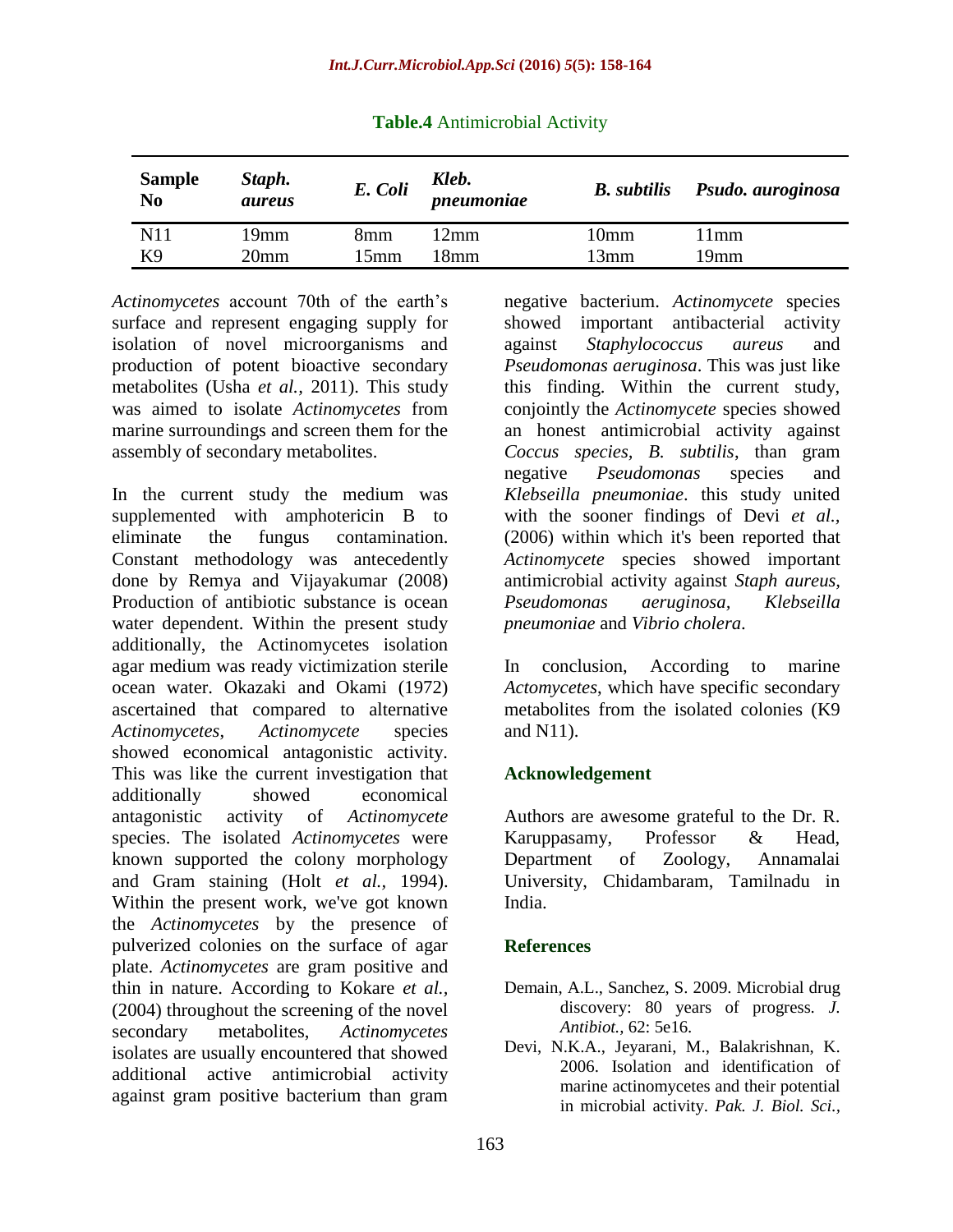**Table.4** Antimicrobial Activity

| Sample No | *Staph. aureus* | *E. Coli* | *Kleb. pneumoniae* | *B. subtilis* | *Psudo. auroginosa* |
|---|---|---|---|---|---|
| N11 | 19mm | 8mm | 12mm | 10mm | 11mm |
| K9 | 20mm | 15mm | 18mm | 13mm | 19mm |

*Actinomycetes* account 70th of the earth's surface and represent engaging supply for isolation of novel microorganisms and production of potent bioactive secondary metabolites (Usha *et al.,* 2011). This study was aimed to isolate *Actinomycetes* from marine surroundings and screen them for the assembly of secondary metabolites.

In the current study the medium was supplemented with amphotericin B to eliminate the fungus contamination. Constant methodology was antecedently done by Remya and Vijayakumar (2008) Production of antibiotic substance is ocean water dependent. Within the present study additionally, the Actinomycetes isolation agar medium was ready victimization sterile ocean water. Okazaki and Okami (1972) ascertained that compared to alternative *Actinomycetes, Actinomycete* species showed economical antagonistic activity. This was like the current investigation that additionally showed economical antagonistic activity of *Actinomycete* species. The isolated *Actinomycetes* were known supported the colony morphology and Gram staining (Holt *et al.,* 1994). Within the present work, we've got known the *Actinomycetes* by the presence of pulverized colonies on the surface of agar plate. *Actinomycetes* are gram positive and thin in nature. According to Kokare *et al.,* (2004) throughout the screening of the novel secondary metabolites, *Actinomycetes* isolates are usually encountered that showed additional active antimicrobial activity against gram positive bacterium than gram negative bacterium. *Actinomycete* species showed important antibacterial activity against *Staphylococcus aureus* and *Pseudomonas aeruginosa*. This was just like this finding. Within the current study, conjointly the *Actinomycete* species showed an honest antimicrobial activity against *Coccus species, B. subtilis*, than gram negative *Pseudomonas* species and *Klebseilla pneumoniae*. this study united with the sooner findings of Devi *et al.,* (2006) within which it's been reported that *Actinomycete* species showed important antimicrobial activity against *Staph aureus, Pseudomonas aeruginosa, Klebseilla pneumoniae* and *Vibrio cholera*.

In conclusion, According to marine *Actomycetes*, which have specific secondary metabolites from the isolated colonies (K9 and N11).

## Acknowledgement

Authors are awesome grateful to the Dr. R. Karuppasamy, Professor & Head, Department of Zoology, Annamalai University, Chidambaram, Tamilnadu in India.

## References

Demain, A.L., Sanchez, S. 2009. Microbial drug discovery: 80 years of progress. *J. Antibiot.,* 62: 5e16.

Devi, N.K.A., Jeyarani, M., Balakrishnan, K. 2006. Isolation and identification of marine actinomycetes and their potential in microbial activity. *Pak. J. Biol. Sci.,*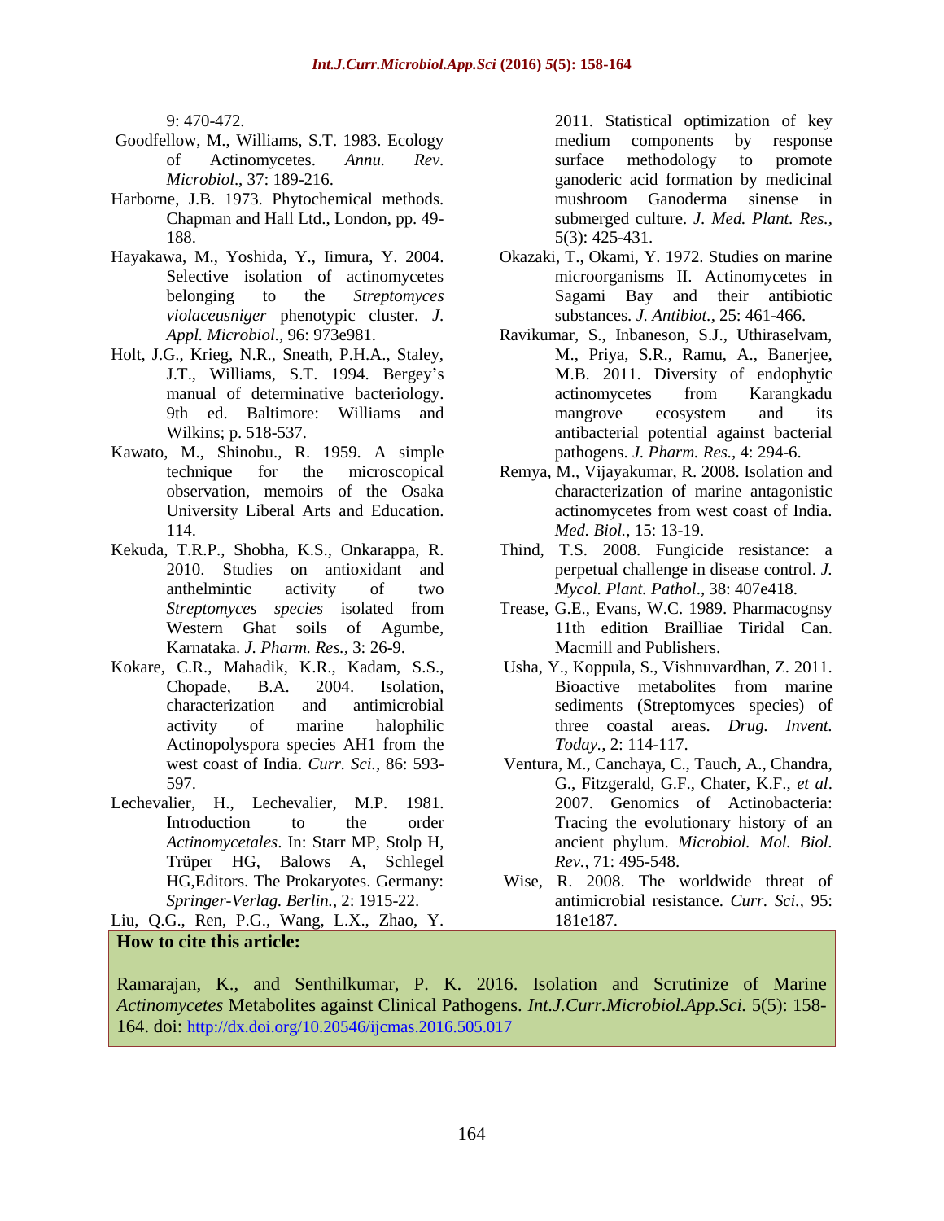9: 470-472.

Goodfellow, M., Williams, S.T. 1983. Ecology of Actinomycetes. *Annu. Rev. Microbiol*., 37: 189-216.

Harborne, J.B. 1973. Phytochemical methods. Chapman and Hall Ltd., London, pp. 49-188.

Hayakawa, M., Yoshida, Y., Iimura, Y. 2004. Selective isolation of actinomycetes belonging to the *Streptomyces violaceusniger* phenotypic cluster. *J. Appl. Microbiol.*, 96: 973e981.

Holt, J.G., Krieg, N.R., Sneath, P.H.A., Staley, J.T., Williams, S.T. 1994. Bergey's manual of determinative bacteriology. 9th ed. Baltimore: Williams and Wilkins; p. 518-537.

Kawato, M., Shinobu., R. 1959. A simple technique for the microscopical observation, memoirs of the Osaka University Liberal Arts and Education. 114.

Kekuda, T.R.P., Shobha, K.S., Onkarappa, R. 2010. Studies on antioxidant and anthelmintic activity of two *Streptomyces species* isolated from Western Ghat soils of Agumbe, Karnataka. *J. Pharm. Res.*, 3: 26-9.

Kokare, C.R., Mahadik, K.R., Kadam, S.S., Chopade, B.A. 2004. Isolation, characterization and antimicrobial activity of marine halophilic Actinopolyspora species AH1 from the west coast of India. *Curr. Sci.*, 86: 593-597.

Lechevalier, H., Lechevalier, M.P. 1981. Introduction to the order *Actinomycetales*. In: Starr MP, Stolp H, Trüper HG, Balows A, Schlegel HG,Editors. The Prokaryotes. Germany: *Springer-Verlag. Berlin.*, 2: 1915-22.

Liu, Q.G., Ren, P.G., Wang, L.X., Zhao, Y. 2011. Statistical optimization of key medium components by response surface methodology to promote ganoderic acid formation by medicinal mushroom Ganoderma sinense in submerged culture. *J. Med. Plant. Res.*, 5(3): 425-431.

Okazaki, T., Okami, Y. 1972. Studies on marine microorganisms II. Actinomycetes in Sagami Bay and their antibiotic substances. *J. Antibiot.*, 25: 461-466.

Ravikumar, S., Inbaneson, S.J., Uthiraselvam, M., Priya, S.R., Ramu, A., Banerjee, M.B. 2011. Diversity of endophytic actinomycetes from Karangkadu mangrove ecosystem and its antibacterial potential against bacterial pathogens. *J. Pharm. Res.*, 4: 294-6.

Remya, M., Vijayakumar, R. 2008. Isolation and characterization of marine antagonistic actinomycetes from west coast of India. *Med. Biol.*, 15: 13-19.

Thind, T.S. 2008. Fungicide resistance: a perpetual challenge in disease control. *J. Mycol. Plant. Pathol*., 38: 407e418.

Trease, G.E., Evans, W.C. 1989. Pharmacognsy 11th edition Brailliae Tiridal Can. Macmill and Publishers.

Usha, Y., Koppula, S., Vishnuvardhan, Z. 2011. Bioactive metabolites from marine sediments (Streptomyces species) of three coastal areas. *Drug. Invent. Today.*, 2: 114-117.

Ventura, M., Canchaya, C., Tauch, A., Chandra, G., Fitzgerald, G.F., Chater, K.F., *et al*. 2007. Genomics of Actinobacteria: Tracing the evolutionary history of an ancient phylum. *Microbiol. Mol. Biol. Rev.*, 71: 495-548.

Wise, R. 2008. The worldwide threat of antimicrobial resistance. *Curr. Sci.*, 95: 181e187.

**How to cite this article:**

Ramarajan, K., and Senthilkumar, P. K. 2016. Isolation and Scrutinize of Marine *Actinomycetes* Metabolites against Clinical Pathogens. *Int.J.Curr.Microbiol.App.Sci.* 5(5): 158-164. doi: http://dx.doi.org/10.20546/ijcmas.2016.505.017